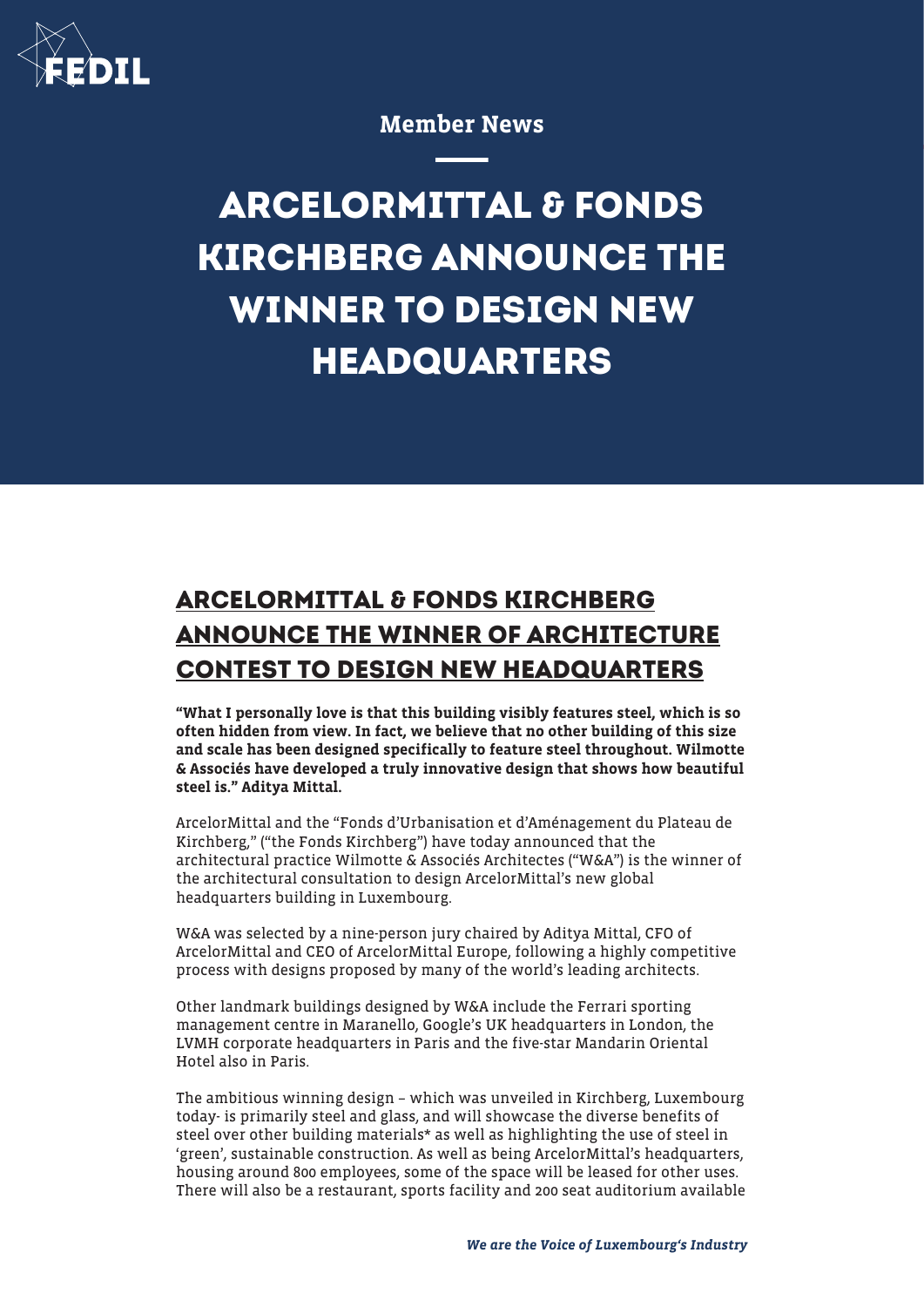Member News

# ARCELORMITTAL & FONDS KIRCHBERG ANNOUNCE THE WINNER TO DESIGN NEW HEADQUARTERS

## ARCELORMITTAL & FONDS KIRCHBERG ANNOUNCE THE WINNER OF ARCHITECTURE CONTEST TO DESIGN NEW HEADQUARTERS

**"What I personally love is that this building visibly features steel, which is so often hidden from view. In fact, we believe that no other building of this size and scale has been designed specifically to feature steel throughout. Wilmotte & Associés have developed a truly innovative design that shows how beautiful steel is." Aditya Mittal.**

ArcelorMittal and the "Fonds d'Urbanisation et d'Aménagement du Plateau de Kirchberg," ("the Fonds Kirchberg") have today announced that the architectural practice Wilmotte & Associés Architectes ("W&A") is the winner of the architectural consultation to design ArcelorMittal's new global headquarters building in Luxembourg.

W&A was selected by a nine-person jury chaired by Aditya Mittal, CFO of ArcelorMittal and CEO of ArcelorMittal Europe, following a highly competitive process with designs proposed by many of the world's leading architects.

Other landmark buildings designed by W&A include the Ferrari sporting management centre in Maranello, Google's UK headquarters in London, the LVMH corporate headquarters in Paris and the five-star Mandarin Oriental Hotel also in Paris.

The ambitious winning design – which was unveiled in Kirchberg, Luxembourg today- is primarily steel and glass, and will showcase the diverse benefits of steel over other building materials* as well as highlighting the use of steel in 'green', sustainable construction. As well as being ArcelorMittal's headquarters, housing around 800 employees, some of the space will be leased for other uses. There will also be a restaurant, sports facility and 200 seat auditorium available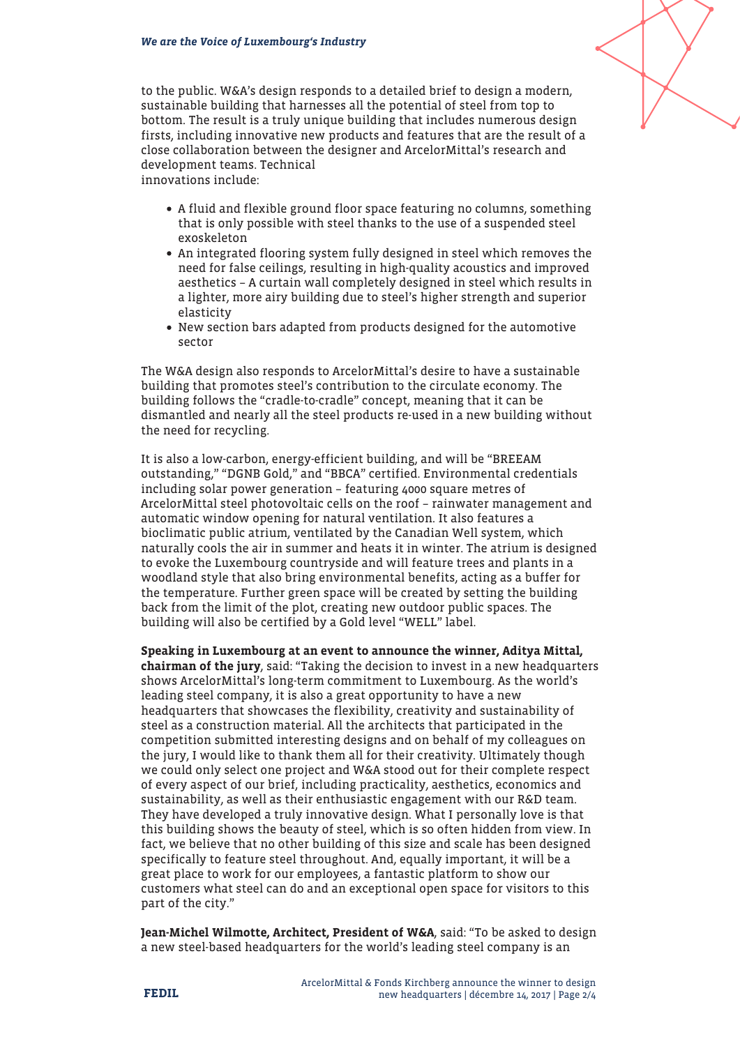to the public. W&A's design responds to a detailed brief to design a modern, sustainable building that harnesses all the potential of steel from top to bottom. The result is a truly unique building that includes numerous design firsts, including innovative new products and features that are the result of a close collaboration between the designer and ArcelorMittal's research and development teams. Technical innovations include:

- A fluid and flexible ground floor space featuring no columns, something that is only possible with steel thanks to the use of a suspended steel exoskeleton
- An integrated flooring system fully designed in steel which removes the need for false ceilings, resulting in high-quality acoustics and improved aesthetics – A curtain wall completely designed in steel which results in a lighter, more airy building due to steel's higher strength and superior elasticity
- New section bars adapted from products designed for the automotive sector

The W&A design also responds to ArcelorMittal's desire to have a sustainable building that promotes steel's contribution to the circulate economy. The building follows the "cradle-to-cradle" concept, meaning that it can be dismantled and nearly all the steel products re-used in a new building without the need for recycling.

It is also a low-carbon, energy-efficient building, and will be "BREEAM outstanding," "DGNB Gold," and "BBCA" certified. Environmental credentials including solar power generation – featuring 4000 square metres of ArcelorMittal steel photovoltaic cells on the roof – rainwater management and automatic window opening for natural ventilation. It also features a bioclimatic public atrium, ventilated by the Canadian Well system, which naturally cools the air in summer and heats it in winter. The atrium is designed to evoke the Luxembourg countryside and will feature trees and plants in a woodland style that also bring environmental benefits, acting as a buffer for the temperature. Further green space will be created by setting the building back from the limit of the plot, creating new outdoor public spaces. The building will also be certified by a Gold level "WELL" label.

**Speaking in Luxembourg at an event to announce the winner, Aditya Mittal, chairman of the jury**, said: "Taking the decision to invest in a new headquarters shows ArcelorMittal's long-term commitment to Luxembourg. As the world's leading steel company, it is also a great opportunity to have a new headquarters that showcases the flexibility, creativity and sustainability of steel as a construction material. All the architects that participated in the competition submitted interesting designs and on behalf of my colleagues on the jury, I would like to thank them all for their creativity. Ultimately though we could only select one project and W&A stood out for their complete respect of every aspect of our brief, including practicality, aesthetics, economics and sustainability, as well as their enthusiastic engagement with our R&D team. They have developed a truly innovative design. What I personally love is that this building shows the beauty of steel, which is so often hidden from view. In fact, we believe that no other building of this size and scale has been designed specifically to feature steel throughout. And, equally important, it will be a great place to work for our employees, a fantastic platform to show our customers what steel can do and an exceptional open space for visitors to this part of the city."

**Jean-Michel Wilmotte, Architect, President of W&A**, said: "To be asked to design a new steel-based headquarters for the world's leading steel company is an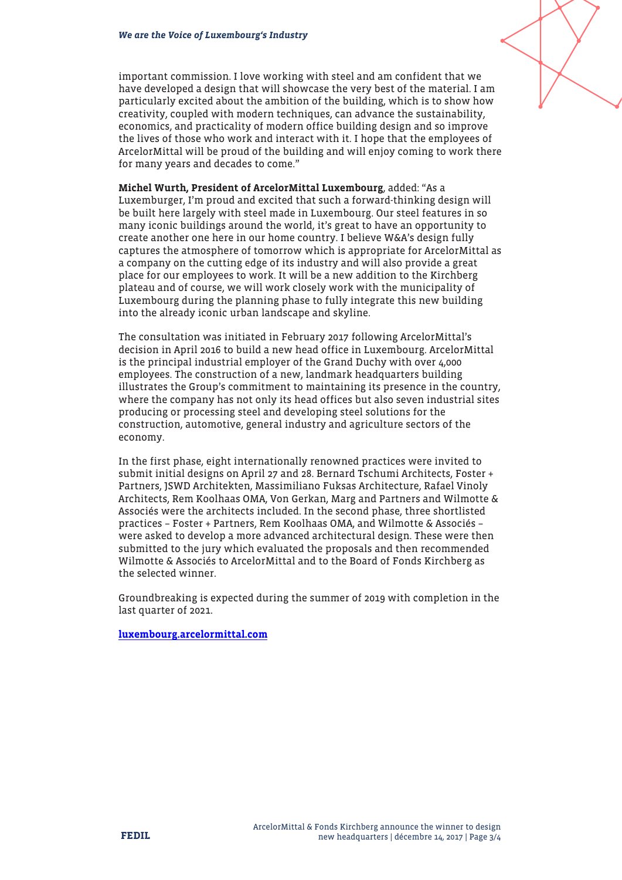important commission. I love working with steel and am confident that we have developed a design that will showcase the very best of the material. I am particularly excited about the ambition of the building, which is to show how creativity, coupled with modern techniques, can advance the sustainability, economics, and practicality of modern office building design and so improve the lives of those who work and interact with it. I hope that the employees of ArcelorMittal will be proud of the building and will enjoy coming to work there for many years and decades to come."

**Michel Wurth, President of ArcelorMittal Luxembourg**, added: "As a Luxemburger, I'm proud and excited that such a forward-thinking design will be built here largely with steel made in Luxembourg. Our steel features in so many iconic buildings around the world, it's great to have an opportunity to create another one here in our home country. I believe W&A's design fully captures the atmosphere of tomorrow which is appropriate for ArcelorMittal as a company on the cutting edge of its industry and will also provide a great place for our employees to work. It will be a new addition to the Kirchberg plateau and of course, we will work closely work with the municipality of Luxembourg during the planning phase to fully integrate this new building into the already iconic urban landscape and skyline.

The consultation was initiated in February 2017 following ArcelorMittal's decision in April 2016 to build a new head office in Luxembourg. ArcelorMittal is the principal industrial employer of the Grand Duchy with over 4,000 employees. The construction of a new, landmark headquarters building illustrates the Group's commitment to maintaining its presence in the country, where the company has not only its head offices but also seven industrial sites producing or processing steel and developing steel solutions for the construction, automotive, general industry and agriculture sectors of the economy.

In the first phase, eight internationally renowned practices were invited to submit initial designs on April 27 and 28. Bernard Tschumi Architects, Foster + Partners, JSWD Architekten, Massimiliano Fuksas Architecture, Rafael Vinoly Architects, Rem Koolhaas OMA, Von Gerkan, Marg and Partners and Wilmotte & Associés were the architects included. In the second phase, three shortlisted practices – Foster + Partners, Rem Koolhaas OMA, and Wilmotte & Associés – were asked to develop a more advanced architectural design. These were then submitted to the jury which evaluated the proposals and then recommended Wilmotte & Associés to ArcelorMittal and to the Board of Fonds Kirchberg as the selected winner.

Groundbreaking is expected during the summer of 2019 with completion in the last quarter of 2021.

**luxembourg.arcelormittal.com**